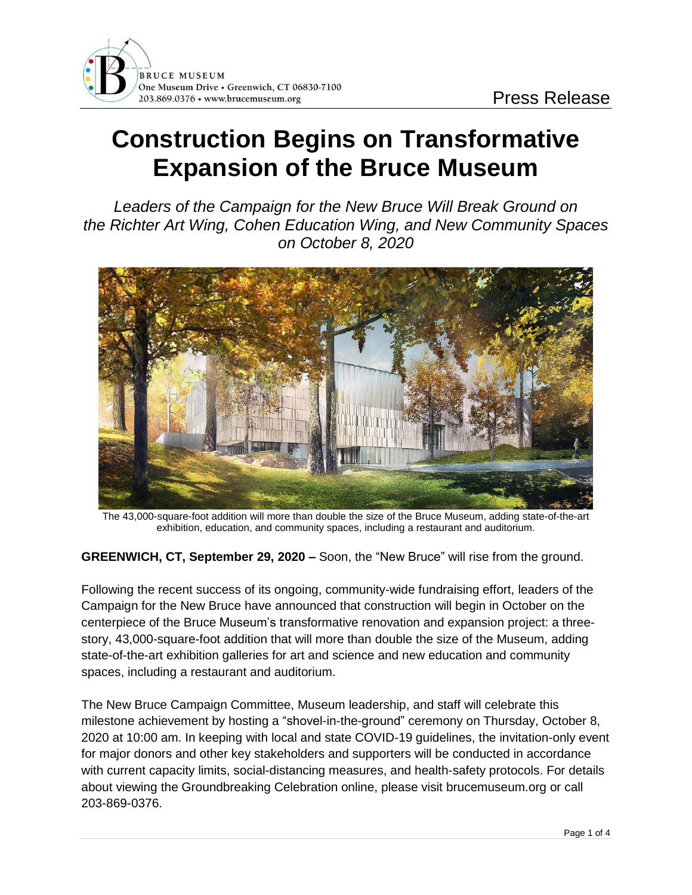BRUCE MUSEUM
One Museum Drive • Greenwich, CT 06830-7100
203.869.0376 • www.brucemuseum.org

Press Release

# Construction Begins on Transformative Expansion of the Bruce Museum

*Leaders of the Campaign for the New Bruce Will Break Ground on the Richter Art Wing, Cohen Education Wing, and New Community Spaces on October 8, 2020*

The 43,000-square-foot addition will more than double the size of the Bruce Museum, adding state-of-the-art exhibition, education, and community spaces, including a restaurant and auditorium.

**GREENWICH, CT, September 29, 2020 –** Soon, the "New Bruce" will rise from the ground.

Following the recent success of its ongoing, community-wide fundraising effort, leaders of the Campaign for the New Bruce have announced that construction will begin in October on the centerpiece of the Bruce Museum's transformative renovation and expansion project: a three-story, 43,000-square-foot addition that will more than double the size of the Museum, adding state-of-the-art exhibition galleries for art and science and new education and community spaces, including a restaurant and auditorium.

The New Bruce Campaign Committee, Museum leadership, and staff will celebrate this milestone achievement by hosting a "shovel-in-the-ground" ceremony on Thursday, October 8, 2020 at 10:00 am. In keeping with local and state COVID-19 guidelines, the invitation-only event for major donors and other key stakeholders and supporters will be conducted in accordance with current capacity limits, social-distancing measures, and health-safety protocols. For details about viewing the Groundbreaking Celebration online, please visit brucemuseum.org or call 203-869-0376.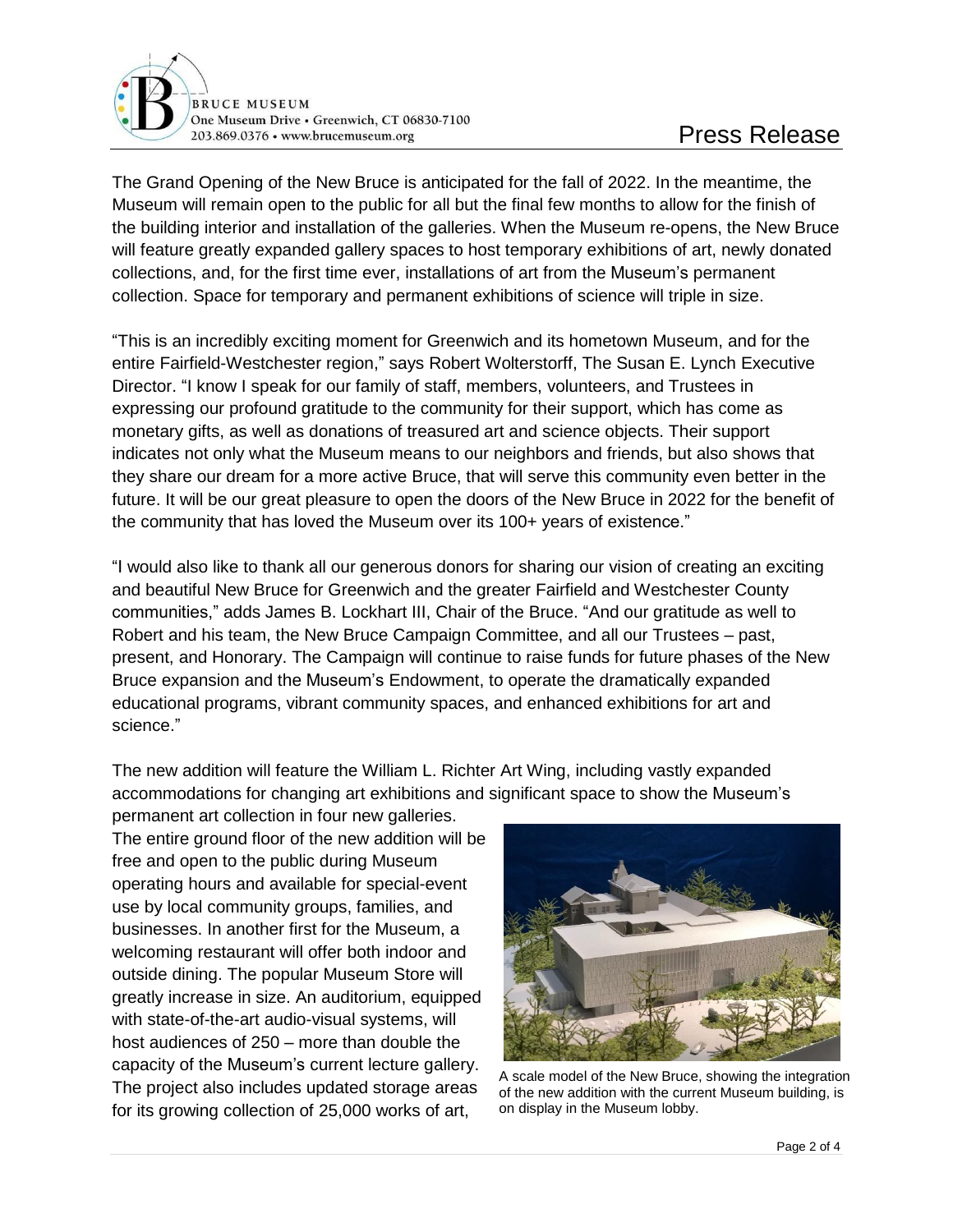The Grand Opening of the New Bruce is anticipated for the fall of 2022. In the meantime, the Museum will remain open to the public for all but the final few months to allow for the finish of the building interior and installation of the galleries. When the Museum re-opens, the New Bruce will feature greatly expanded gallery spaces to host temporary exhibitions of art, newly donated collections, and, for the first time ever, installations of art from the Museum's permanent collection. Space for temporary and permanent exhibitions of science will triple in size.

"This is an incredibly exciting moment for Greenwich and its hometown Museum, and for the entire Fairfield-Westchester region," says Robert Wolterstorff, The Susan E. Lynch Executive Director. "I know I speak for our family of staff, members, volunteers, and Trustees in expressing our profound gratitude to the community for their support, which has come as monetary gifts, as well as donations of treasured art and science objects. Their support indicates not only what the Museum means to our neighbors and friends, but also shows that they share our dream for a more active Bruce, that will serve this community even better in the future. It will be our great pleasure to open the doors of the New Bruce in 2022 for the benefit of the community that has loved the Museum over its 100+ years of existence."

"I would also like to thank all our generous donors for sharing our vision of creating an exciting and beautiful New Bruce for Greenwich and the greater Fairfield and Westchester County communities," adds James B. Lockhart III, Chair of the Bruce. "And our gratitude as well to Robert and his team, the New Bruce Campaign Committee, and all our Trustees – past, present, and Honorary. The Campaign will continue to raise funds for future phases of the New Bruce expansion and the Museum's Endowment, to operate the dramatically expanded educational programs, vibrant community spaces, and enhanced exhibitions for art and science."

The new addition will feature the William L. Richter Art Wing, including vastly expanded accommodations for changing art exhibitions and significant space to show the Museum's permanent art collection in four new galleries. The entire ground floor of the new addition will be free and open to the public during Museum operating hours and available for special-event use by local community groups, families, and businesses. In another first for the Museum, a welcoming restaurant will offer both indoor and outside dining. The popular Museum Store will greatly increase in size. An auditorium, equipped with state-of-the-art audio-visual systems, will host audiences of 250 – more than double the capacity of the Museum's current lecture gallery. The project also includes updated storage areas for its growing collection of 25,000 works of art,

A scale model of the New Bruce, showing the integration of the new addition with the current Museum building, is on display in the Museum lobby.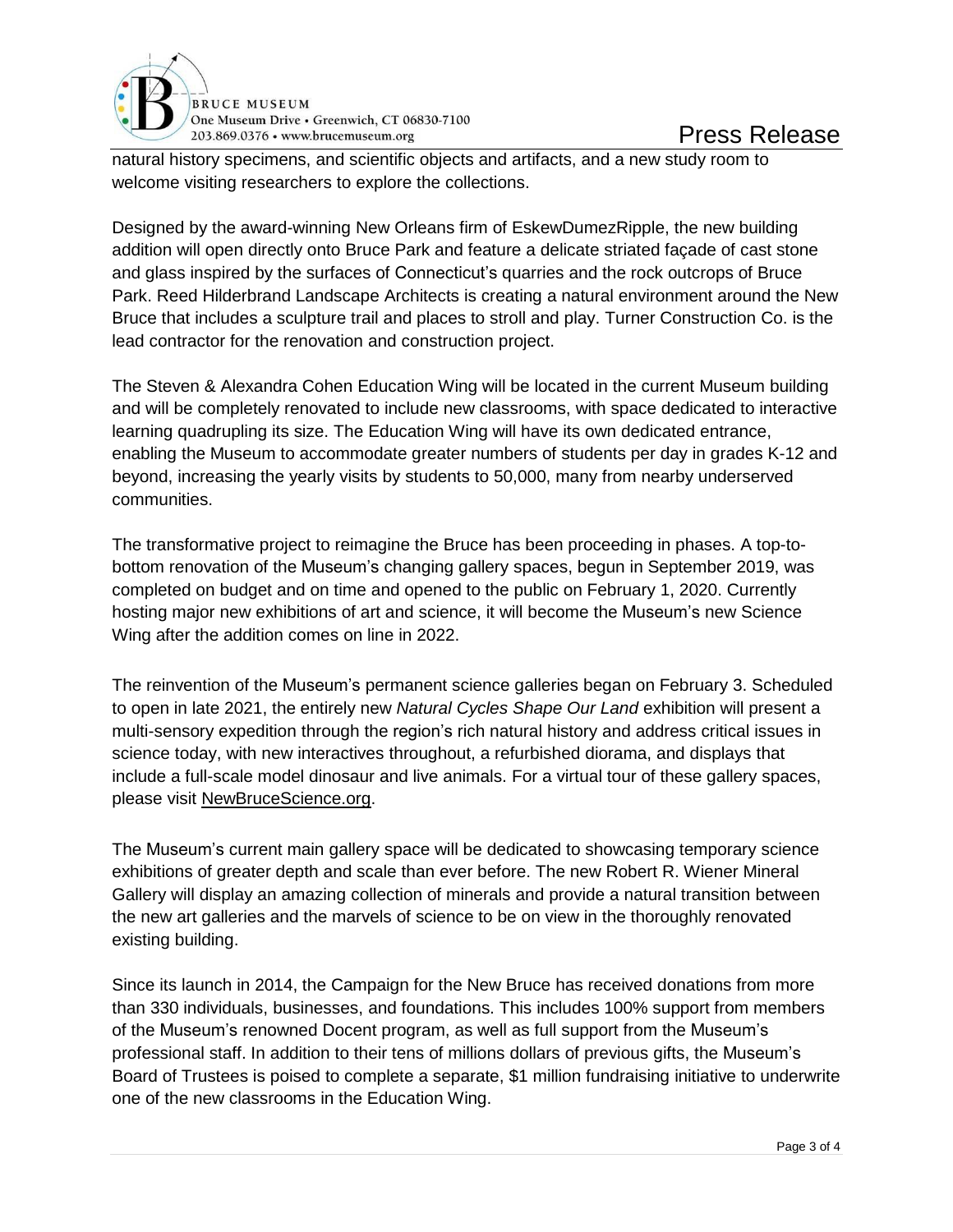natural history specimens, and scientific objects and artifacts, and a new study room to welcome visiting researchers to explore the collections.

Designed by the award-winning New Orleans firm of EskewDumezRipple, the new building addition will open directly onto Bruce Park and feature a delicate striated façade of cast stone and glass inspired by the surfaces of Connecticut's quarries and the rock outcrops of Bruce Park. Reed Hilderbrand Landscape Architects is creating a natural environment around the New Bruce that includes a sculpture trail and places to stroll and play. Turner Construction Co. is the lead contractor for the renovation and construction project.

The Steven & Alexandra Cohen Education Wing will be located in the current Museum building and will be completely renovated to include new classrooms, with space dedicated to interactive learning quadrupling its size. The Education Wing will have its own dedicated entrance, enabling the Museum to accommodate greater numbers of students per day in grades K-12 and beyond, increasing the yearly visits by students to 50,000, many from nearby underserved communities.

The transformative project to reimagine the Bruce has been proceeding in phases. A top-to-bottom renovation of the Museum's changing gallery spaces, begun in September 2019, was completed on budget and on time and opened to the public on February 1, 2020. Currently hosting major new exhibitions of art and science, it will become the Museum's new Science Wing after the addition comes on line in 2022.

The reinvention of the Museum's permanent science galleries began on February 3. Scheduled to open in late 2021, the entirely new *Natural Cycles Shape Our Land* exhibition will present a multi-sensory expedition through the region's rich natural history and address critical issues in science today, with new interactives throughout, a refurbished diorama, and displays that include a full-scale model dinosaur and live animals. For a virtual tour of these gallery spaces, please visit NewBruceScience.org.

The Museum's current main gallery space will be dedicated to showcasing temporary science exhibitions of greater depth and scale than ever before. The new Robert R. Wiener Mineral Gallery will display an amazing collection of minerals and provide a natural transition between the new art galleries and the marvels of science to be on view in the thoroughly renovated existing building.

Since its launch in 2014, the Campaign for the New Bruce has received donations from more than 330 individuals, businesses, and foundations. This includes 100% support from members of the Museum's renowned Docent program, as well as full support from the Museum's professional staff. In addition to their tens of millions dollars of previous gifts, the Museum's Board of Trustees is poised to complete a separate, $1 million fundraising initiative to underwrite one of the new classrooms in the Education Wing.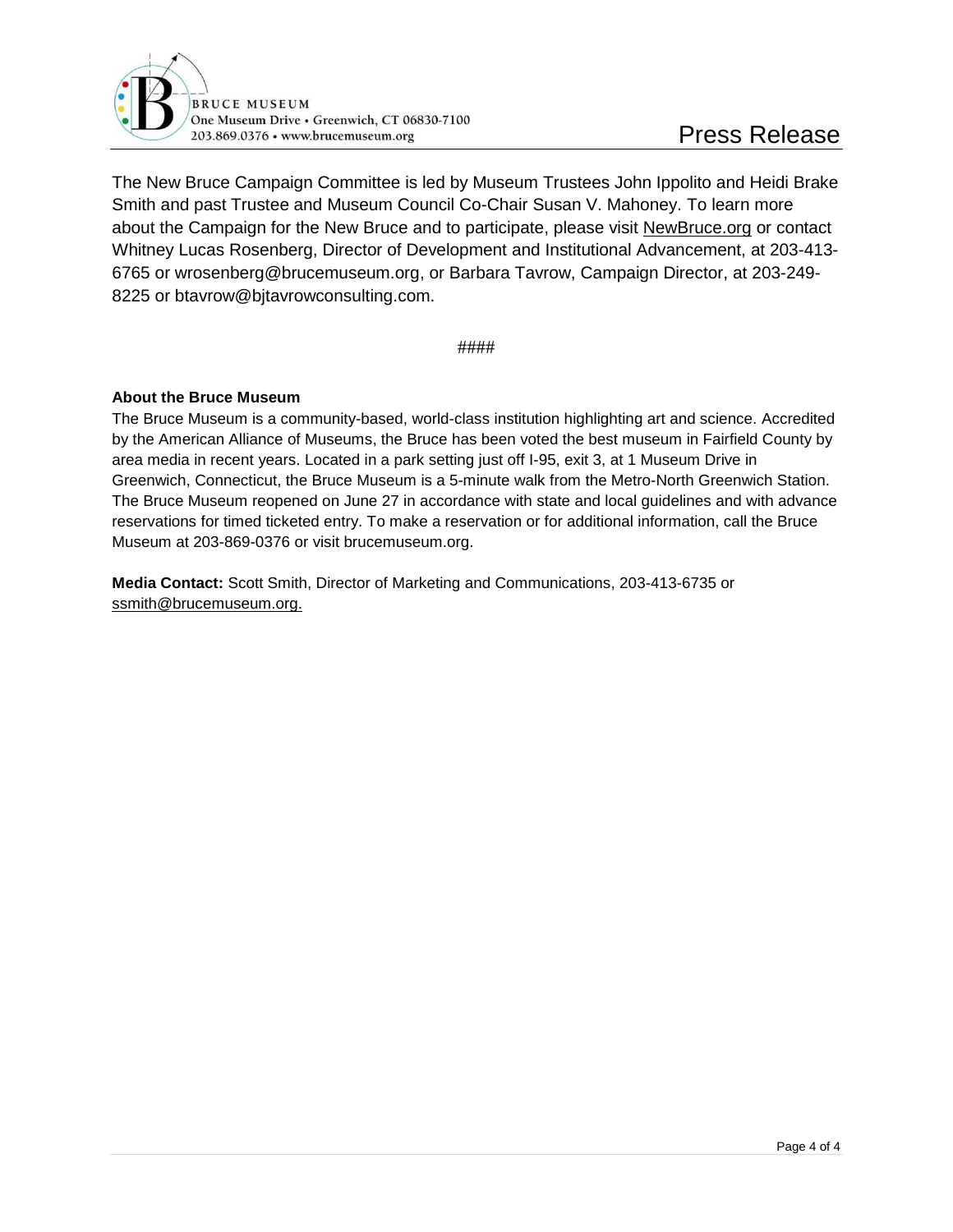The New Bruce Campaign Committee is led by Museum Trustees John Ippolito and Heidi Brake Smith and past Trustee and Museum Council Co-Chair Susan V. Mahoney. To learn more about the Campaign for the New Bruce and to participate, please visit NewBruce.org or contact Whitney Lucas Rosenberg, Director of Development and Institutional Advancement, at 203-413-6765 or wrosenberg@brucemuseum.org, or Barbara Tavrow, Campaign Director, at 203-249-8225 or btavrow@bjtavrowconsulting.com.

####

**About the Bruce Museum**

The Bruce Museum is a community-based, world-class institution highlighting art and science. Accredited by the American Alliance of Museums, the Bruce has been voted the best museum in Fairfield County by area media in recent years. Located in a park setting just off I-95, exit 3, at 1 Museum Drive in Greenwich, Connecticut, the Bruce Museum is a 5-minute walk from the Metro-North Greenwich Station. The Bruce Museum reopened on June 27 in accordance with state and local guidelines and with advance reservations for timed ticketed entry. To make a reservation or for additional information, call the Bruce Museum at 203-869-0376 or visit brucemuseum.org.

**Media Contact:** Scott Smith, Director of Marketing and Communications, 203-413-6735 or ssmith@brucemuseum.org.